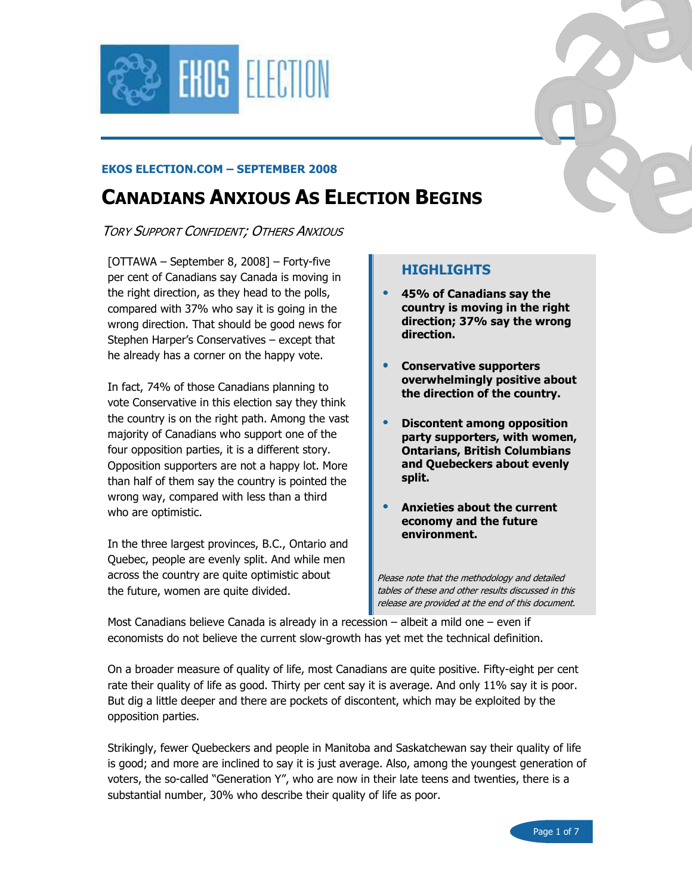**EKOS ELECTION.COM – SEPTEMBER 2008**

# CANADIANS ANXIOUS AS ELECTION BEGINS

*TORY SUPPORT CONFIDENT; OTHERS ANXIOUS*

[OTTAWA – September 8, 2008] – Forty-five per cent of Canadians say Canada is moving in the right direction, as they head to the polls, compared with 37% who say it is going in the wrong direction. That should be good news for Stephen Harper's Conservatives – except that he already has a corner on the happy vote.

In fact, 74% of those Canadians planning to vote Conservative in this election say they think the country is on the right path. Among the vast majority of Canadians who support one of the four opposition parties, it is a different story. Opposition supporters are not a happy lot. More than half of them say the country is pointed the wrong way, compared with less than a third who are optimistic.

In the three largest provinces, B.C., Ontario and Quebec, people are evenly split. And while men across the country are quite optimistic about the future, women are quite divided.

## HIGHLIGHTS

- **45% of Canadians say the country is moving in the right direction; 37% say the wrong direction.**
- **Conservative supporters overwhelmingly positive about the direction of the country.**
- **Discontent among opposition party supporters, with women, Ontarians, British Columbians and Quebeckers about evenly split.**
- **Anxieties about the current economy and the future environment.**

*Please note that the methodology and detailed tables of these and other results discussed in this release are provided at the end of this document.*

Most Canadians believe Canada is already in a recession – albeit a mild one – even if economists do not believe the current slow-growth has yet met the technical definition.

On a broader measure of quality of life, most Canadians are quite positive. Fifty-eight per cent rate their quality of life as good. Thirty per cent say it is average. And only 11% say it is poor. But dig a little deeper and there are pockets of discontent, which may be exploited by the opposition parties.

Strikingly, fewer Quebeckers and people in Manitoba and Saskatchewan say their quality of life is good; and more are inclined to say it is just average. Also, among the youngest generation of voters, the so-called "Generation Y", who are now in their late teens and twenties, there is a substantial number, 30% who describe their quality of life as poor.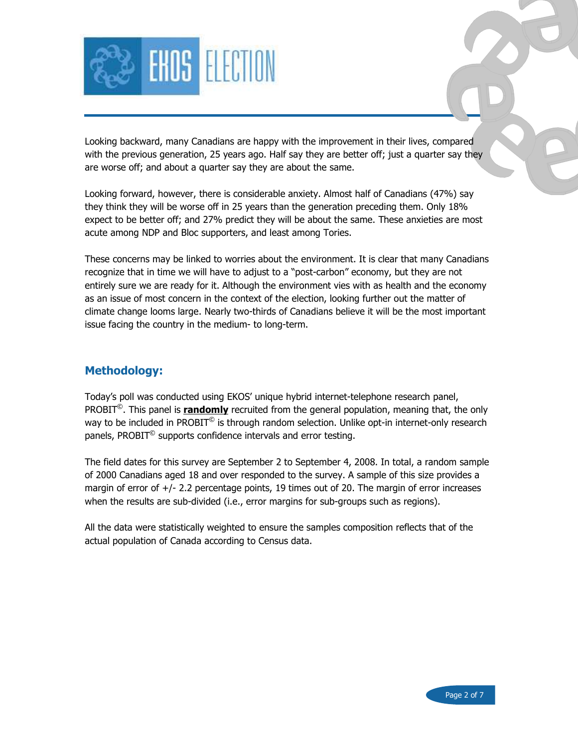Looking backward, many Canadians are happy with the improvement in their lives, compared with the previous generation, 25 years ago. Half say they are better off; just a quarter say they are worse off; and about a quarter say they are about the same.

Looking forward, however, there is considerable anxiety. Almost half of Canadians (47%) say they think they will be worse off in 25 years than the generation preceding them. Only 18% expect to be better off; and 27% predict they will be about the same. These anxieties are most acute among NDP and Bloc supporters, and least among Tories.

These concerns may be linked to worries about the environment. It is clear that many Canadians recognize that in time we will have to adjust to a "post-carbon" economy, but they are not entirely sure we are ready for it. Although the environment vies with as health and the economy as an issue of most concern in the context of the election, looking further out the matter of climate change looms large. Nearly two-thirds of Canadians believe it will be the most important issue facing the country in the medium- to long-term.

## Methodology:

Today's poll was conducted using EKOS' unique hybrid internet-telephone research panel, PROBIT©. This panel is **randomly** recruited from the general population, meaning that, the only way to be included in PROBIT© is through random selection. Unlike opt-in internet-only research panels, PROBIT© supports confidence intervals and error testing.

The field dates for this survey are September 2 to September 4, 2008. In total, a random sample of 2000 Canadians aged 18 and over responded to the survey. A sample of this size provides a margin of error of +/- 2.2 percentage points, 19 times out of 20. The margin of error increases when the results are sub-divided (i.e., error margins for sub-groups such as regions).

All the data were statistically weighted to ensure the samples composition reflects that of the actual population of Canada according to Census data.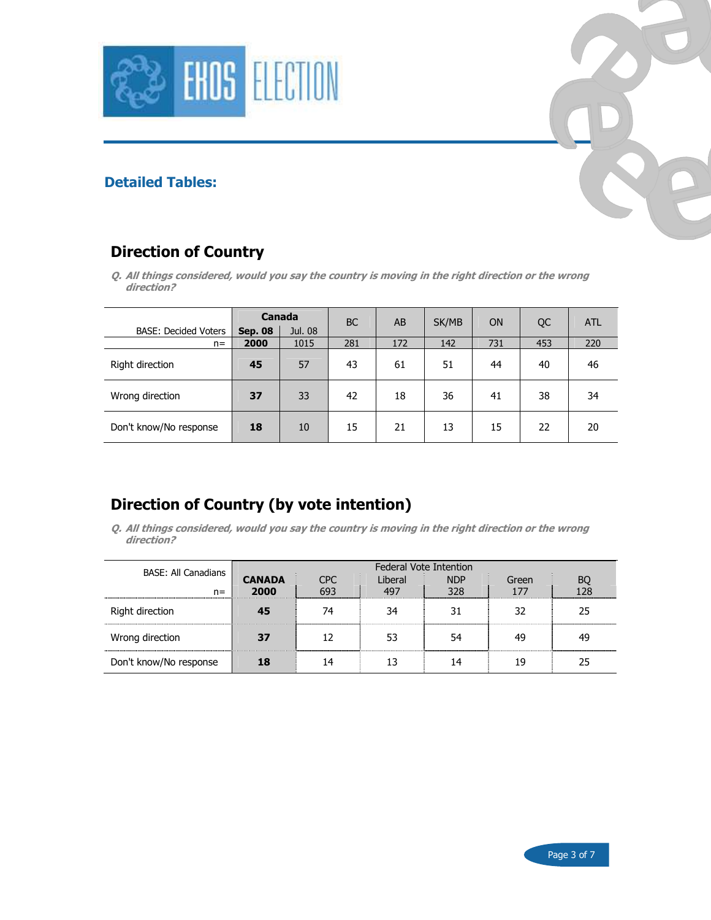## Detailed Tables:

## Direction of Country

*Q. All things considered, would you say the country is moving in the right direction or the wrong direction?*

| BASE: Decided Voters | Canada | | BC | AB | SK/MB | ON | QC | ATL |
|---|---|---|---|---|---|---|---|---|
| | **Sep. 08** | Jul. 08 | | | | | | |
| n= | **2000** | 1015 | 281 | 172 | 142 | 731 | 453 | 220 |
| Right direction | **45** | 57 | 43 | 61 | 51 | 44 | 40 | 46 |
| Wrong direction | **37** | 33 | 42 | 18 | 36 | 41 | 38 | 34 |
| Don't know/No response | **18** | 10 | 15 | 21 | 13 | 15 | 22 | 20 |

## Direction of Country (by vote intention)

*Q. All things considered, would you say the country is moving in the right direction or the wrong direction?*

| BASE: All Canadians | | Federal Vote Intention | | | | |
|---|---|---|---|---|---|---|
| | **CANADA** | CPC | Liberal | NDP | Green | BQ |
| n= | **2000** | 693 | 497 | 328 | 177 | 128 |
| Right direction | **45** | 74 | 34 | 31 | 32 | 25 |
| Wrong direction | **37** | 12 | 53 | 54 | 49 | 49 |
| Don't know/No response | **18** | 14 | 13 | 14 | 19 | 25 |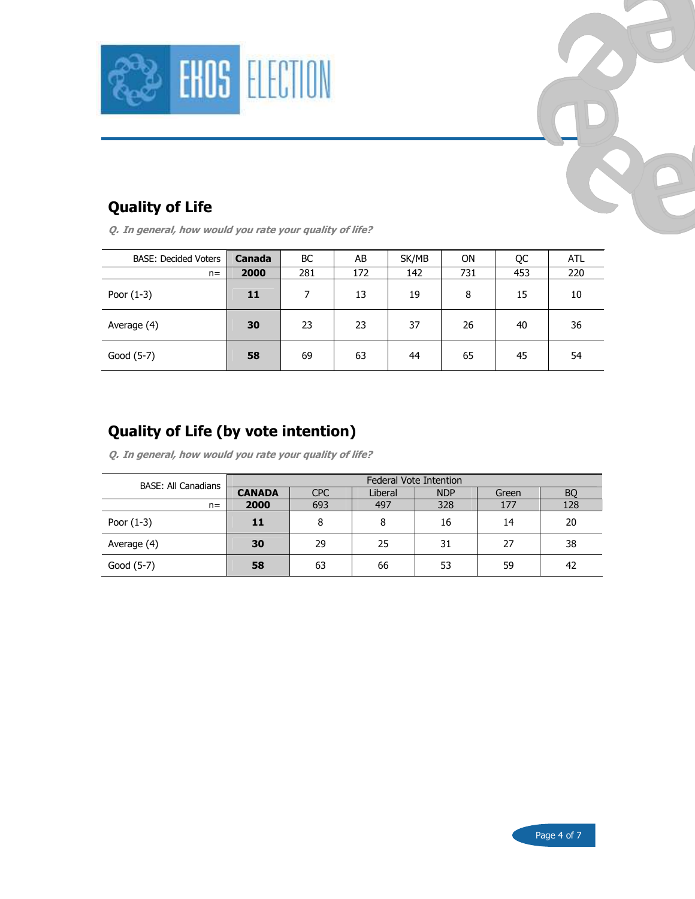## Quality of Life

***Q. In general, how would you rate your quality of life?***

| BASE: Decided Voters | **Canada** | BC | AB | SK/MB | ON | QC | ATL |
|---|---|---|---|---|---|---|---|
| n= | **2000** | 281 | 172 | 142 | 731 | 453 | 220 |
| Poor (1-3) | **11** | 7 | 13 | 19 | 8 | 15 | 10 |
| Average (4) | **30** | 23 | 23 | 37 | 26 | 40 | 36 |
| Good (5-7) | **58** | 69 | 63 | 44 | 65 | 45 | 54 |

## Quality of Life (by vote intention)

***Q. In general, how would you rate your quality of life?***

| BASE: All Canadians | Federal Vote Intention | | | | | |
|---|---|---|---|---|---|---|
| | **CANADA** | CPC | Liberal | NDP | Green | BQ |
| n= | **2000** | 693 | 497 | 328 | 177 | 128 |
| Poor (1-3) | **11** | 8 | 8 | 16 | 14 | 20 |
| Average (4) | **30** | 29 | 25 | 31 | 27 | 38 |
| Good (5-7) | **58** | 63 | 66 | 53 | 59 | 42 |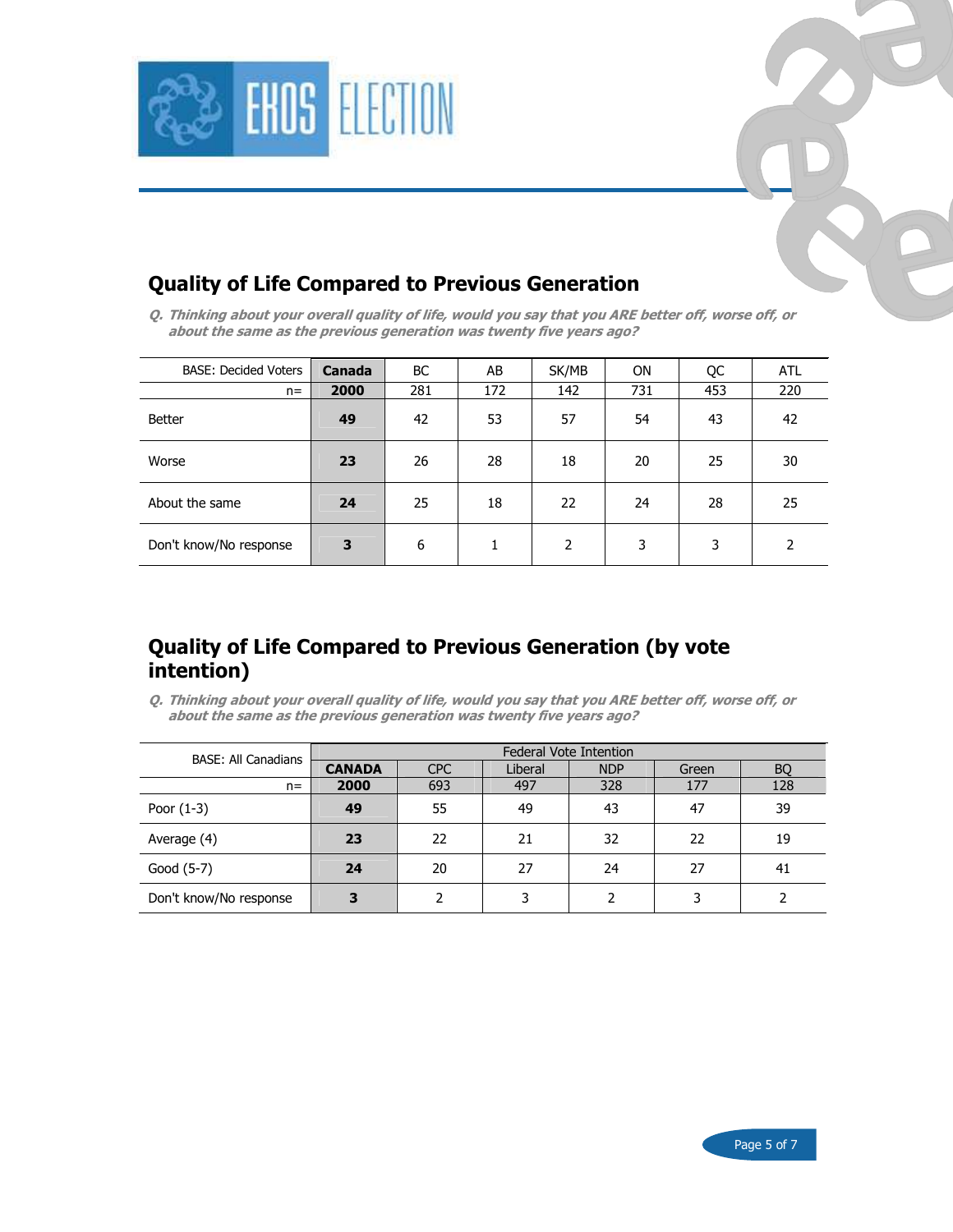## Quality of Life Compared to Previous Generation

***Q. Thinking about your overall quality of life, would you say that you ARE better off, worse off, or about the same as the previous generation was twenty five years ago?***

| BASE: Decided Voters | **Canada** | BC | AB | SK/MB | ON | QC | ATL |
|---|---|---|---|---|---|---|---|
| n= | **2000** | 281 | 172 | 142 | 731 | 453 | 220 |
| Better | **49** | 42 | 53 | 57 | 54 | 43 | 42 |
| Worse | **23** | 26 | 28 | 18 | 20 | 25 | 30 |
| About the same | **24** | 25 | 18 | 22 | 24 | 28 | 25 |
| Don't know/No response | **3** | 6 | 1 | 2 | 3 | 3 | 2 |

## Quality of Life Compared to Previous Generation (by vote intention)

***Q. Thinking about your overall quality of life, would you say that you ARE better off, worse off, or about the same as the previous generation was twenty five years ago?***

| BASE: All Canadians | Federal Vote Intention | | | | | |
|---|---|---|---|---|---|---|
| | **CANADA** | CPC | Liberal | NDP | Green | BQ |
| n= | **2000** | 693 | 497 | 328 | 177 | 128 |
| Poor (1-3) | **49** | 55 | 49 | 43 | 47 | 39 |
| Average (4) | **23** | 22 | 21 | 32 | 22 | 19 |
| Good (5-7) | **24** | 20 | 27 | 24 | 27 | 41 |
| Don't know/No response | **3** | 2 | 3 | 2 | 3 | 2 |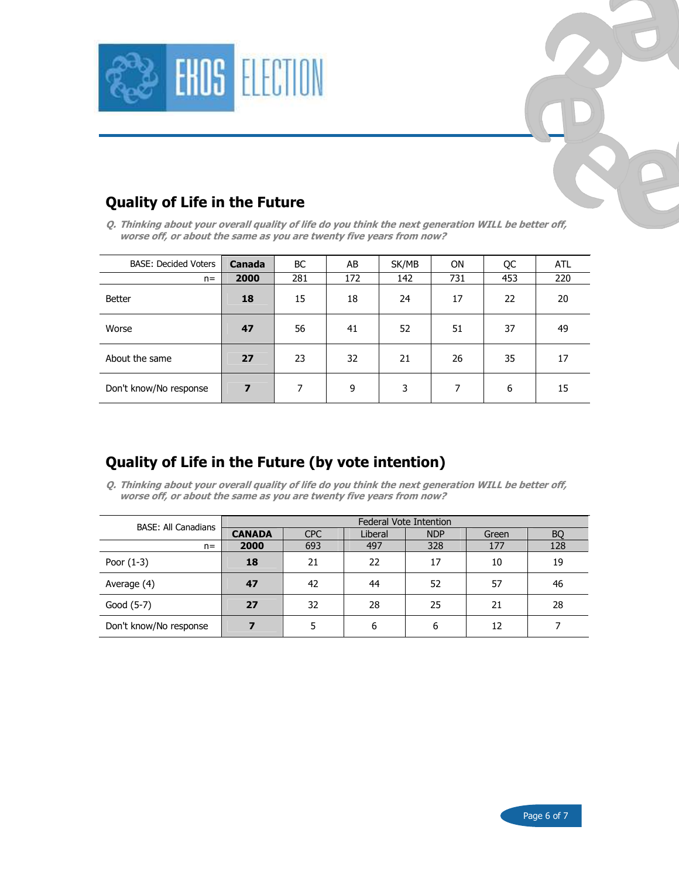## Quality of Life in the Future

*Q. Thinking about your overall quality of life do you think the next generation WILL be better off, worse off, or about the same as you are twenty five years from now?*

| BASE: Decided Voters | **Canada** | BC | AB | SK/MB | ON | QC | ATL |
|---|---|---|---|---|---|---|---|
| n= | **2000** | 281 | 172 | 142 | 731 | 453 | 220 |
| Better | **18** | 15 | 18 | 24 | 17 | 22 | 20 |
| Worse | **47** | 56 | 41 | 52 | 51 | 37 | 49 |
| About the same | **27** | 23 | 32 | 21 | 26 | 35 | 17 |
| Don't know/No response | **7** | 7 | 9 | 3 | 7 | 6 | 15 |

## Quality of Life in the Future (by vote intention)

*Q. Thinking about your overall quality of life do you think the next generation WILL be better off, worse off, or about the same as you are twenty five years from now?*

| BASE: All Canadians | Federal Vote Intention | | | | | |
|---|---|---|---|---|---|---|
| | **CANADA** | CPC | Liberal | NDP | Green | BQ |
| n= | **2000** | 693 | 497 | 328 | 177 | 128 |
| Poor (1-3) | **18** | 21 | 22 | 17 | 10 | 19 |
| Average (4) | **47** | 42 | 44 | 52 | 57 | 46 |
| Good (5-7) | **27** | 32 | 28 | 25 | 21 | 28 |
| Don't know/No response | **7** | 5 | 6 | 6 | 12 | 7 |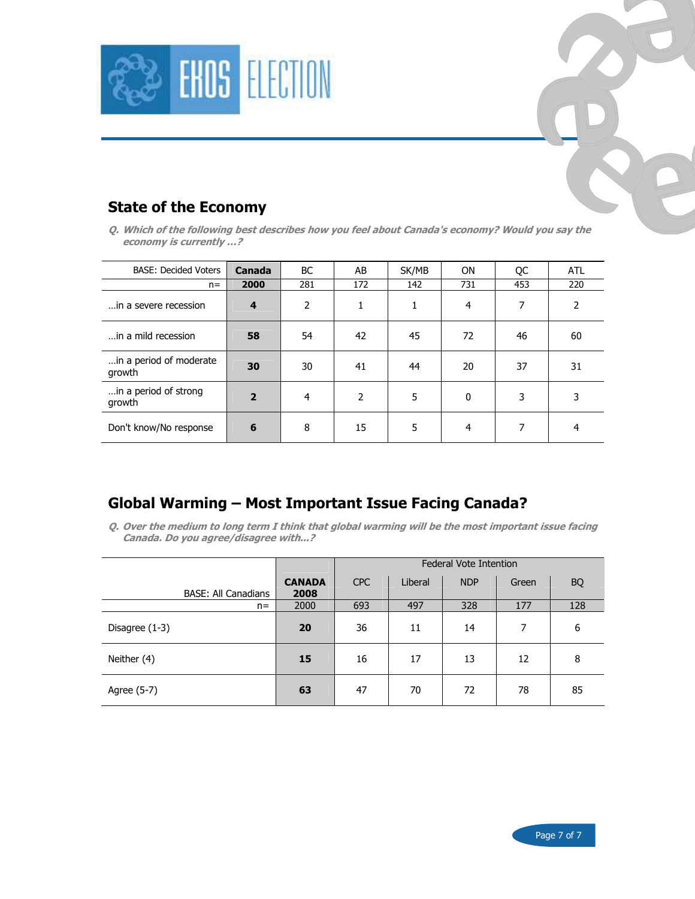## State of the Economy

***Q. Which of the following best describes how you feel about Canada's economy? Would you say the economy is currently …?***

| BASE: Decided Voters | **Canada** | BC | AB | SK/MB | ON | QC | ATL |
|---|---|---|---|---|---|---|---|
| n= | **2000** | 281 | 172 | 142 | 731 | 453 | 220 |
| …in a severe recession | **4** | 2 | 1 | 1 | 4 | 7 | 2 |
| …in a mild recession | **58** | 54 | 42 | 45 | 72 | 46 | 60 |
| …in a period of moderate growth | **30** | 30 | 41 | 44 | 20 | 37 | 31 |
| …in a period of strong growth | **2** | 4 | 2 | 5 | 0 | 3 | 3 |
| Don't know/No response | **6** | 8 | 15 | 5 | 4 | 7 | 4 |

## Global Warming – Most Important Issue Facing Canada?

***Q. Over the medium to long term I think that global warming will be the most important issue facing Canada. Do you agree/disagree with...?***

| | | Federal Vote Intention | | | | |
|---|---|---|---|---|---|---|
| BASE: All Canadians | **CANADA 2008** | CPC | Liberal | NDP | Green | BQ |
| n= | 2000 | 693 | 497 | 328 | 177 | 128 |
| Disagree (1-3) | **20** | 36 | 11 | 14 | 7 | 6 |
| Neither (4) | **15** | 16 | 17 | 13 | 12 | 8 |
| Agree (5-7) | **63** | 47 | 70 | 72 | 78 | 85 |